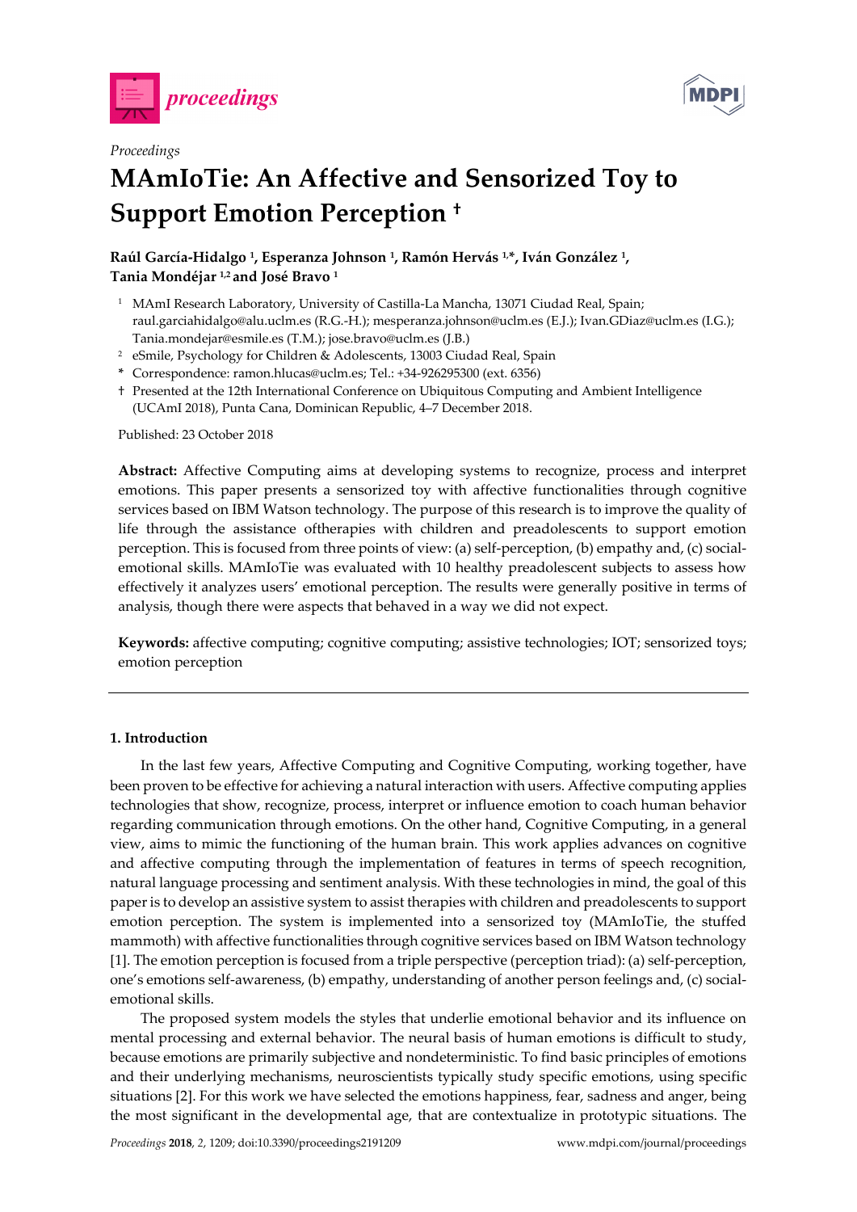*Proceedings*

# MAmIoTie: An Affective and Sensorized Toy to Support Emotion Perception †

**Raúl García-Hidalgo [1], Esperanza Johnson [1], Ramón Hervás [1,*], Iván González [1], Tania Mondéjar [1,2] and José Bravo [1]**

1. MAmI Research Laboratory, University of Castilla-La Mancha, 13071 Ciudad Real, Spain; raul.garciahidalgo@alu.uclm.es (R.G.-H.); mesperanza.johnson@uclm.es (E.J.); Ivan.GDiaz@uclm.es (I.G.); Tania.mondejar@esmile.es (T.M.); jose.bravo@uclm.es (J.B.)
2. eSmile, Psychology for Children & Adolescents, 13003 Ciudad Real, Spain

\* Correspondence: ramon.hlucas@uclm.es; Tel.: +34-926295300 (ext. 6356)

† Presented at the 12th International Conference on Ubiquitous Computing and Ambient Intelligence (UCAmI 2018), Punta Cana, Dominican Republic, 4–7 December 2018.

Published: 23 October 2018

**Abstract:** Affective Computing aims at developing systems to recognize, process and interpret emotions. This paper presents a sensorized toy with affective functionalities through cognitive services based on IBM Watson technology. The purpose of this research is to improve the quality of life through the assistance oftherapies with children and preadolescents to support emotion perception. This is focused from three points of view: (a) self-perception, (b) empathy and, (c) social-emotional skills. MAmIoTie was evaluated with 10 healthy preadolescent subjects to assess how effectively it analyzes users' emotional perception. The results were generally positive in terms of analysis, though there were aspects that behaved in a way we did not expect.

**Keywords:** affective computing; cognitive computing; assistive technologies; IOT; sensorized toys; emotion perception

---

## 1. Introduction

In the last few years, Affective Computing and Cognitive Computing, working together, have been proven to be effective for achieving a natural interaction with users. Affective computing applies technologies that show, recognize, process, interpret or influence emotion to coach human behavior regarding communication through emotions. On the other hand, Cognitive Computing, in a general view, aims to mimic the functioning of the human brain. This work applies advances on cognitive and affective computing through the implementation of features in terms of speech recognition, natural language processing and sentiment analysis. With these technologies in mind, the goal of this paper is to develop an assistive system to assist therapies with children and preadolescents to support emotion perception. The system is implemented into a sensorized toy (MAmIoTie, the stuffed mammoth) with affective functionalities through cognitive services based on IBM Watson technology [1]. The emotion perception is focused from a triple perspective (perception triad): (a) self-perception, one's emotions self-awareness, (b) empathy, understanding of another person feelings and, (c) social-emotional skills.

The proposed system models the styles that underlie emotional behavior and its influence on mental processing and external behavior. The neural basis of human emotions is difficult to study, because emotions are primarily subjective and nondeterministic. To find basic principles of emotions and their underlying mechanisms, neuroscientists typically study specific emotions, using specific situations [2]. For this work we have selected the emotions happiness, fear, sadness and anger, being the most significant in the developmental age, that are contextualize in prototypic situations. The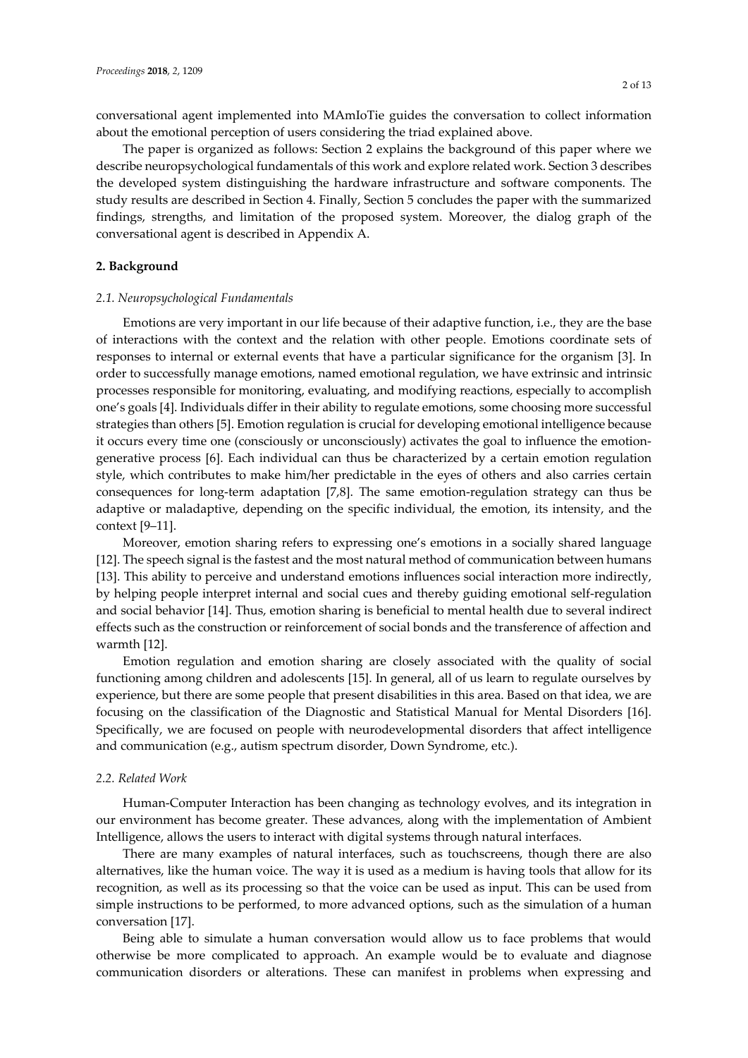conversational agent implemented into MAmIoTie guides the conversation to collect information about the emotional perception of users considering the triad explained above.

The paper is organized as follows: Section 2 explains the background of this paper where we describe neuropsychological fundamentals of this work and explore related work. Section 3 describes the developed system distinguishing the hardware infrastructure and software components. The study results are described in Section 4. Finally, Section 5 concludes the paper with the summarized findings, strengths, and limitation of the proposed system. Moreover, the dialog graph of the conversational agent is described in Appendix A.

## 2. Background

### *2.1. Neuropsychological Fundamentals*

Emotions are very important in our life because of their adaptive function, i.e., they are the base of interactions with the context and the relation with other people. Emotions coordinate sets of responses to internal or external events that have a particular significance for the organism [3]. In order to successfully manage emotions, named emotional regulation, we have extrinsic and intrinsic processes responsible for monitoring, evaluating, and modifying reactions, especially to accomplish one's goals [4]. Individuals differ in their ability to regulate emotions, some choosing more successful strategies than others [5]. Emotion regulation is crucial for developing emotional intelligence because it occurs every time one (consciously or unconsciously) activates the goal to influence the emotion-generative process [6]. Each individual can thus be characterized by a certain emotion regulation style, which contributes to make him/her predictable in the eyes of others and also carries certain consequences for long-term adaptation [7,8]. The same emotion-regulation strategy can thus be adaptive or maladaptive, depending on the specific individual, the emotion, its intensity, and the context [9–11].

Moreover, emotion sharing refers to expressing one's emotions in a socially shared language [12]. The speech signal is the fastest and the most natural method of communication between humans [13]. This ability to perceive and understand emotions influences social interaction more indirectly, by helping people interpret internal and social cues and thereby guiding emotional self-regulation and social behavior [14]. Thus, emotion sharing is beneficial to mental health due to several indirect effects such as the construction or reinforcement of social bonds and the transference of affection and warmth [12].

Emotion regulation and emotion sharing are closely associated with the quality of social functioning among children and adolescents [15]. In general, all of us learn to regulate ourselves by experience, but there are some people that present disabilities in this area. Based on that idea, we are focusing on the classification of the Diagnostic and Statistical Manual for Mental Disorders [16]. Specifically, we are focused on people with neurodevelopmental disorders that affect intelligence and communication (e.g., autism spectrum disorder, Down Syndrome, etc.).

### *2.2. Related Work*

Human-Computer Interaction has been changing as technology evolves, and its integration in our environment has become greater. These advances, along with the implementation of Ambient Intelligence, allows the users to interact with digital systems through natural interfaces.

There are many examples of natural interfaces, such as touchscreens, though there are also alternatives, like the human voice. The way it is used as a medium is having tools that allow for its recognition, as well as its processing so that the voice can be used as input. This can be used from simple instructions to be performed, to more advanced options, such as the simulation of a human conversation [17].

Being able to simulate a human conversation would allow us to face problems that would otherwise be more complicated to approach. An example would be to evaluate and diagnose communication disorders or alterations. These can manifest in problems when expressing and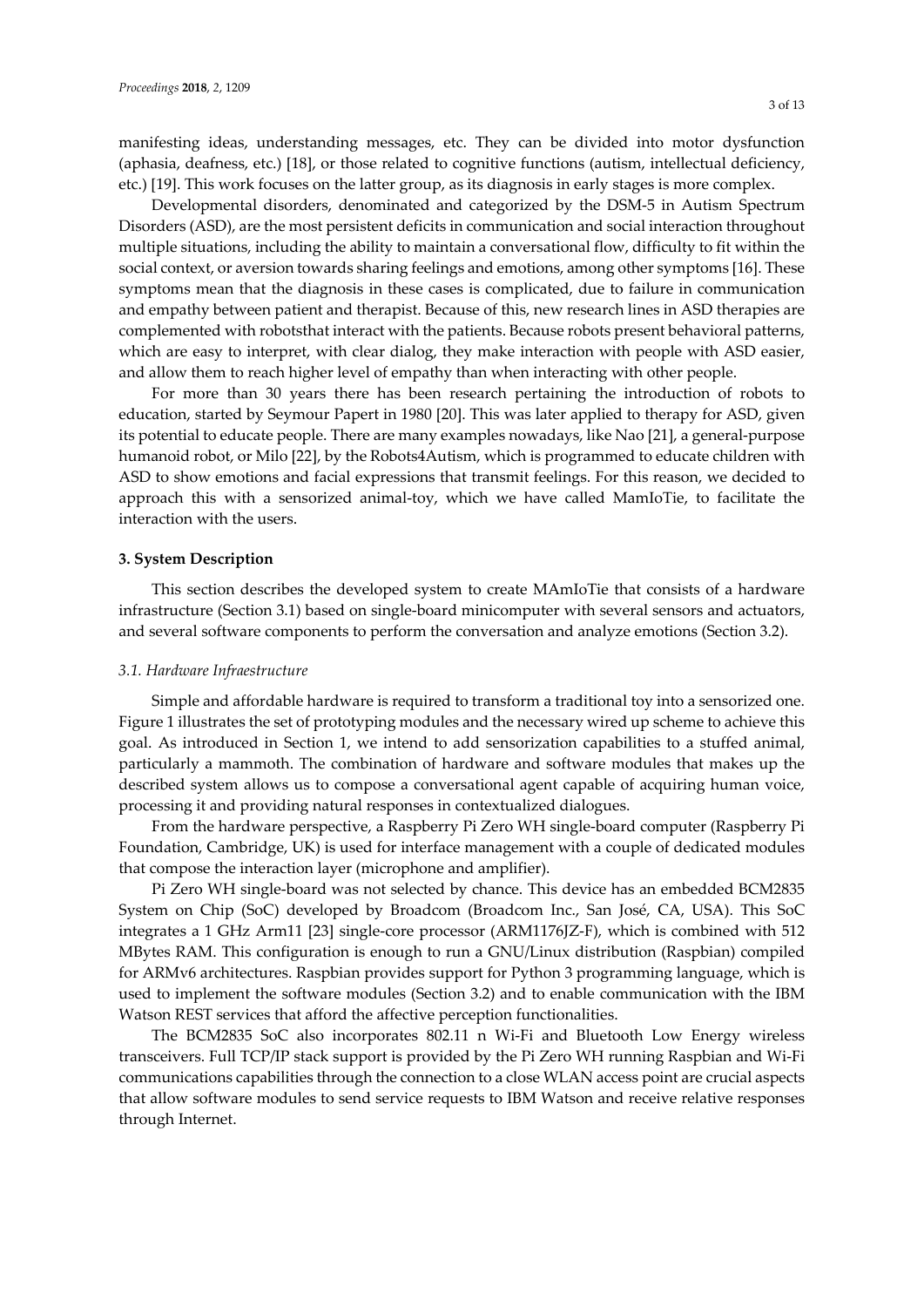manifesting ideas, understanding messages, etc. They can be divided into motor dysfunction (aphasia, deafness, etc.) [18], or those related to cognitive functions (autism, intellectual deficiency, etc.) [19]. This work focuses on the latter group, as its diagnosis in early stages is more complex.

Developmental disorders, denominated and categorized by the DSM-5 in Autism Spectrum Disorders (ASD), are the most persistent deficits in communication and social interaction throughout multiple situations, including the ability to maintain a conversational flow, difficulty to fit within the social context, or aversion towards sharing feelings and emotions, among other symptoms [16]. These symptoms mean that the diagnosis in these cases is complicated, due to failure in communication and empathy between patient and therapist. Because of this, new research lines in ASD therapies are complemented with robotsthat interact with the patients. Because robots present behavioral patterns, which are easy to interpret, with clear dialog, they make interaction with people with ASD easier, and allow them to reach higher level of empathy than when interacting with other people.

For more than 30 years there has been research pertaining the introduction of robots to education, started by Seymour Papert in 1980 [20]. This was later applied to therapy for ASD, given its potential to educate people. There are many examples nowadays, like Nao [21], a general-purpose humanoid robot, or Milo [22], by the Robots4Autism, which is programmed to educate children with ASD to show emotions and facial expressions that transmit feelings. For this reason, we decided to approach this with a sensorized animal-toy, which we have called MamIoTie, to facilitate the interaction with the users.

## 3. System Description

This section describes the developed system to create MAmIoTie that consists of a hardware infrastructure (Section 3.1) based on single-board minicomputer with several sensors and actuators, and several software components to perform the conversation and analyze emotions (Section 3.2).

### *3.1. Hardware Infraestructure*

Simple and affordable hardware is required to transform a traditional toy into a sensorized one. Figure 1 illustrates the set of prototyping modules and the necessary wired up scheme to achieve this goal. As introduced in Section 1, we intend to add sensorization capabilities to a stuffed animal, particularly a mammoth. The combination of hardware and software modules that makes up the described system allows us to compose a conversational agent capable of acquiring human voice, processing it and providing natural responses in contextualized dialogues.

From the hardware perspective, a Raspberry Pi Zero WH single-board computer (Raspberry Pi Foundation, Cambridge, UK) is used for interface management with a couple of dedicated modules that compose the interaction layer (microphone and amplifier).

Pi Zero WH single-board was not selected by chance. This device has an embedded BCM2835 System on Chip (SoC) developed by Broadcom (Broadcom Inc., San José, CA, USA). This SoC integrates a 1 GHz Arm11 [23] single-core processor (ARM1176JZ-F), which is combined with 512 MBytes RAM. This configuration is enough to run a GNU/Linux distribution (Raspbian) compiled for ARMv6 architectures. Raspbian provides support for Python 3 programming language, which is used to implement the software modules (Section 3.2) and to enable communication with the IBM Watson REST services that afford the affective perception functionalities.

The BCM2835 SoC also incorporates 802.11 n Wi-Fi and Bluetooth Low Energy wireless transceivers. Full TCP/IP stack support is provided by the Pi Zero WH running Raspbian and Wi-Fi communications capabilities through the connection to a close WLAN access point are crucial aspects that allow software modules to send service requests to IBM Watson and receive relative responses through Internet.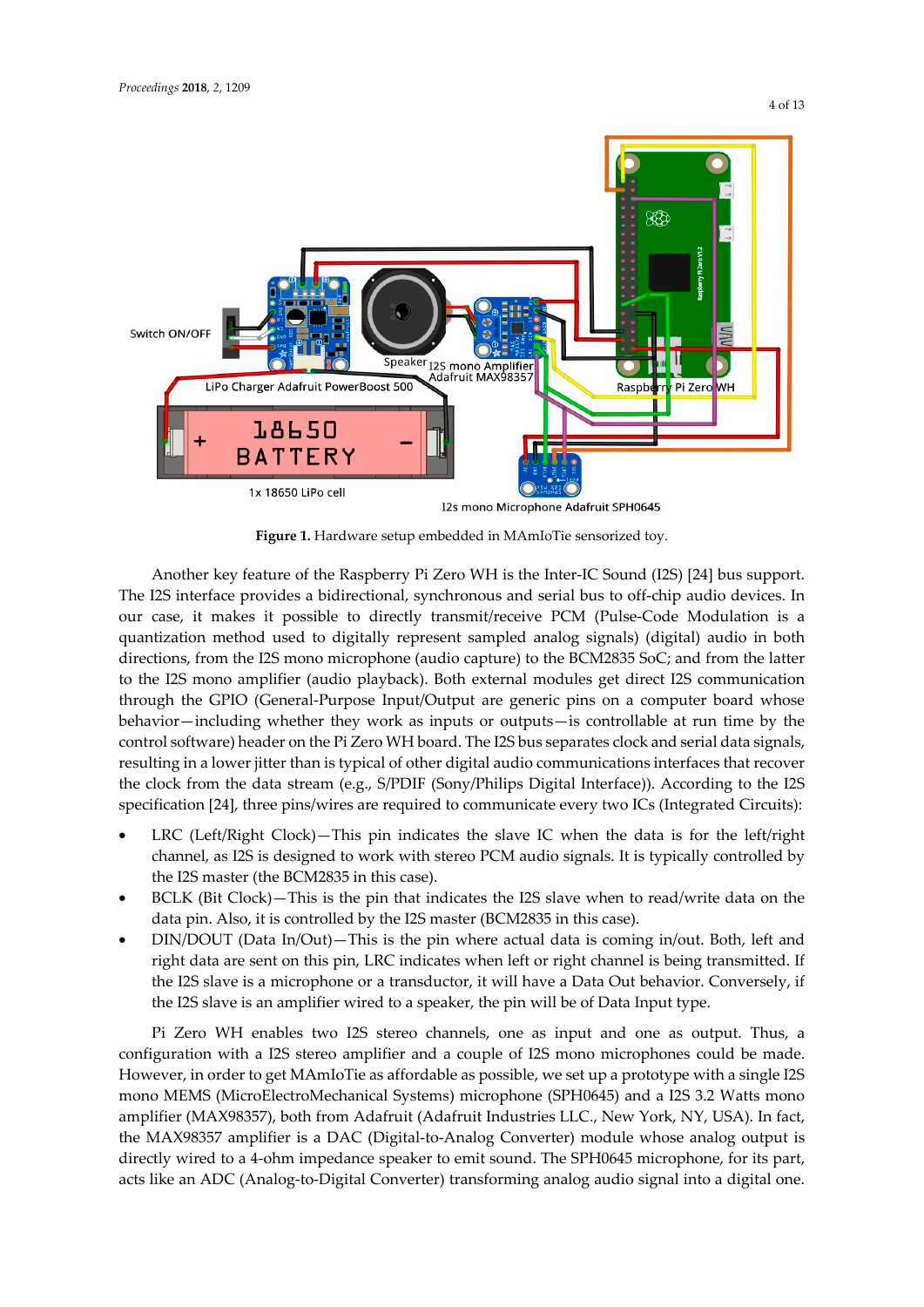**Figure 1.** Hardware setup embedded in MAmIoTie sensorized toy.

Another key feature of the Raspberry Pi Zero WH is the Inter-IC Sound (I2S) [24] bus support. The I2S interface provides a bidirectional, synchronous and serial bus to off-chip audio devices. In our case, it makes it possible to directly transmit/receive PCM (Pulse-Code Modulation is a quantization method used to digitally represent sampled analog signals) (digital) audio in both directions, from the I2S mono microphone (audio capture) to the BCM2835 SoC; and from the latter to the I2S mono amplifier (audio playback). Both external modules get direct I2S communication through the GPIO (General-Purpose Input/Output are generic pins on a computer board whose behavior—including whether they work as inputs or outputs—is controllable at run time by the control software) header on the Pi Zero WH board. The I2S bus separates clock and serial data signals, resulting in a lower jitter than is typical of other digital audio communications interfaces that recover the clock from the data stream (e.g., S/PDIF (Sony/Philips Digital Interface)). According to the I2S specification [24], three pins/wires are required to communicate every two ICs (Integrated Circuits):

- LRC (Left/Right Clock)—This pin indicates the slave IC when the data is for the left/right channel, as I2S is designed to work with stereo PCM audio signals. It is typically controlled by the I2S master (the BCM2835 in this case).
- BCLK (Bit Clock)—This is the pin that indicates the I2S slave when to read/write data on the data pin. Also, it is controlled by the I2S master (BCM2835 in this case).
- DIN/DOUT (Data In/Out)—This is the pin where actual data is coming in/out. Both, left and right data are sent on this pin, LRC indicates when left or right channel is being transmitted. If the I2S slave is a microphone or a transducer, it will have a Data Out behavior. Conversely, if the I2S slave is an amplifier wired to a speaker, the pin will be of Data Input type.

Pi Zero WH enables two I2S stereo channels, one as input and one as output. Thus, a configuration with a I2S stereo amplifier and a couple of I2S mono microphones could be made. However, in order to get MAmIoTie as affordable as possible, we set up a prototype with a single I2S mono MEMS (MicroElectroMechanical Systems) microphone (SPH0645) and a I2S 3.2 Watts mono amplifier (MAX98357), both from Adafruit (Adafruit Industries LLC., New York, NY, USA). In fact, the MAX98357 amplifier is a DAC (Digital-to-Analog Converter) module whose analog output is directly wired to a 4-ohm impedance speaker to emit sound. The SPH0645 microphone, for its part, acts like an ADC (Analog-to-Digital Converter) transforming analog audio signal into a digital one.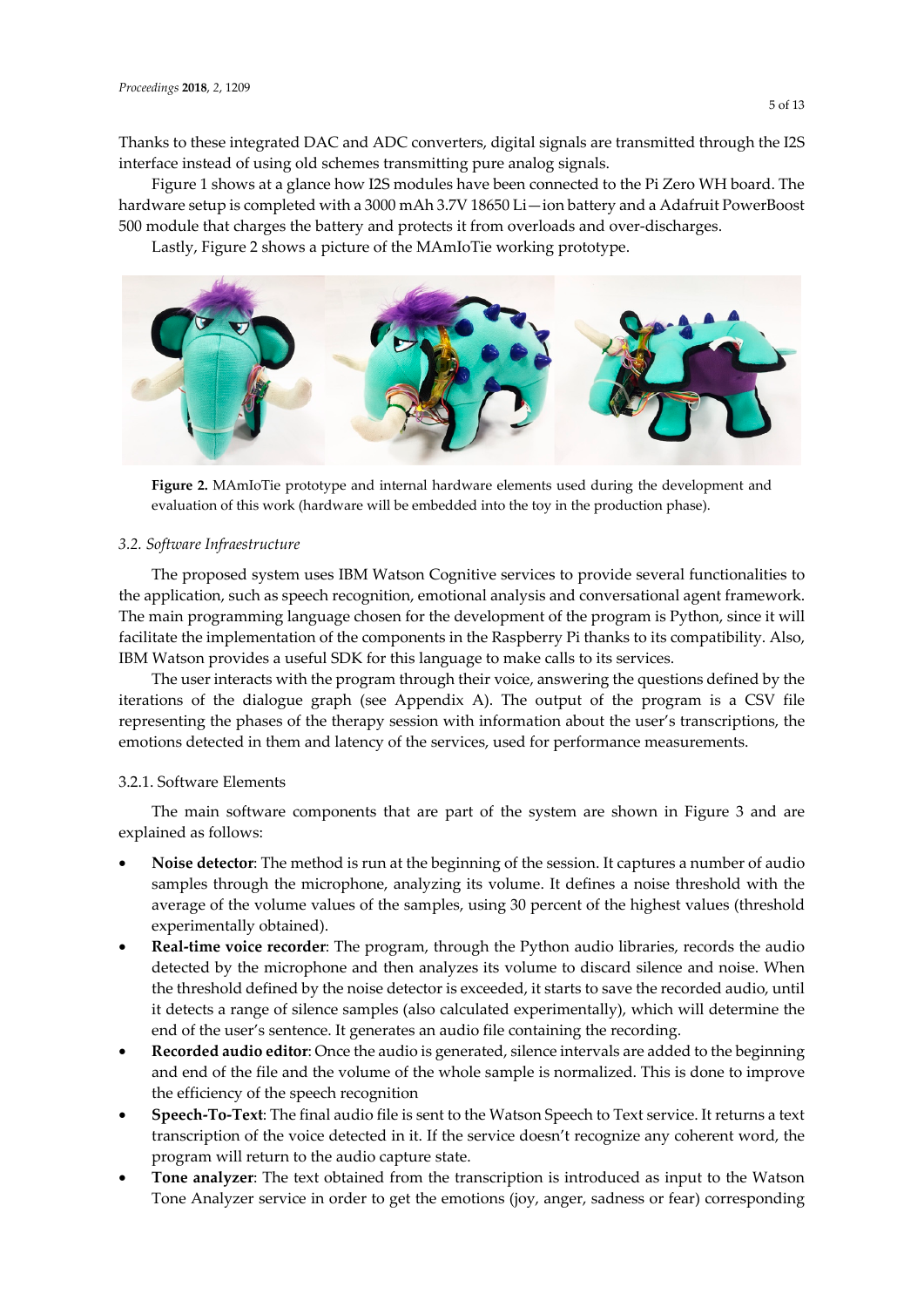Thanks to these integrated DAC and ADC converters, digital signals are transmitted through the I2S interface instead of using old schemes transmitting pure analog signals.

Figure 1 shows at a glance how I2S modules have been connected to the Pi Zero WH board. The hardware setup is completed with a 3000 mAh 3.7V 18650 Li—ion battery and a Adafruit PowerBoost 500 module that charges the battery and protects it from overloads and over-discharges.

Lastly, Figure 2 shows a picture of the MAmIoTie working prototype.

**Figure 2.** MAmIoTie prototype and internal hardware elements used during the development and evaluation of this work (hardware will be embedded into the toy in the production phase).

### *3.2. Software Infraestructure*

The proposed system uses IBM Watson Cognitive services to provide several functionalities to the application, such as speech recognition, emotional analysis and conversational agent framework. The main programming language chosen for the development of the program is Python, since it will facilitate the implementation of the components in the Raspberry Pi thanks to its compatibility. Also, IBM Watson provides a useful SDK for this language to make calls to its services.

The user interacts with the program through their voice, answering the questions defined by the iterations of the dialogue graph (see Appendix A). The output of the program is a CSV file representing the phases of the therapy session with information about the user's transcriptions, the emotions detected in them and latency of the services, used for performance measurements.

#### 3.2.1. Software Elements

The main software components that are part of the system are shown in Figure 3 and are explained as follows:

- **Noise detector**: The method is run at the beginning of the session. It captures a number of audio samples through the microphone, analyzing its volume. It defines a noise threshold with the average of the volume values of the samples, using 30 percent of the highest values (threshold experimentally obtained).
- **Real-time voice recorder**: The program, through the Python audio libraries, records the audio detected by the microphone and then analyzes its volume to discard silence and noise. When the threshold defined by the noise detector is exceeded, it starts to save the recorded audio, until it detects a range of silence samples (also calculated experimentally), which will determine the end of the user's sentence. It generates an audio file containing the recording.
- **Recorded audio editor**: Once the audio is generated, silence intervals are added to the beginning and end of the file and the volume of the whole sample is normalized. This is done to improve the efficiency of the speech recognition
- **Speech-To-Text**: The final audio file is sent to the Watson Speech to Text service. It returns a text transcription of the voice detected in it. If the service doesn't recognize any coherent word, the program will return to the audio capture state.
- **Tone analyzer**: The text obtained from the transcription is introduced as input to the Watson Tone Analyzer service in order to get the emotions (joy, anger, sadness or fear) corresponding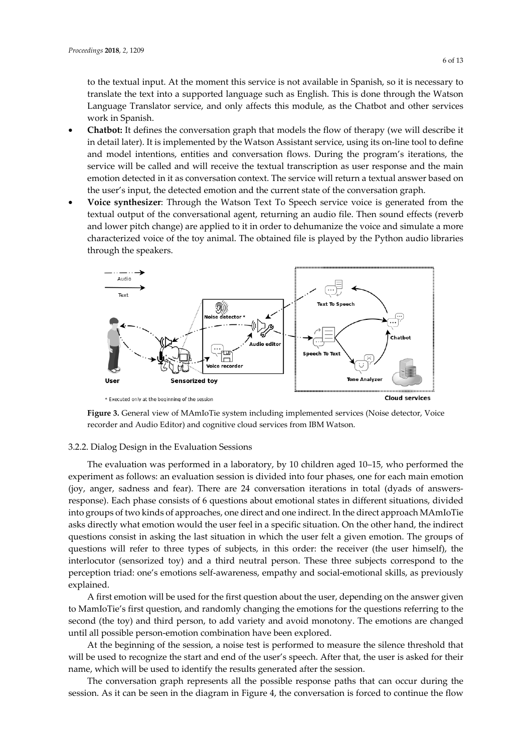to the textual input. At the moment this service is not available in Spanish, so it is necessary to translate the text into a supported language such as English. This is done through the Watson Language Translator service, and only affects this module, as the Chatbot and other services work in Spanish.

- **Chatbot:** It defines the conversation graph that models the flow of therapy (we will describe it in detail later). It is implemented by the Watson Assistant service, using its on-line tool to define and model intentions, entities and conversation flows. During the program's iterations, the service will be called and will receive the textual transcription as user response and the main emotion detected in it as conversation context. The service will return a textual answer based on the user's input, the detected emotion and the current state of the conversation graph.
- **Voice synthesizer**: Through the Watson Text To Speech service voice is generated from the textual output of the conversational agent, returning an audio file. Then sound effects (reverb and lower pitch change) are applied to it in order to dehumanize the voice and simulate a more characterized voice of the toy animal. The obtained file is played by the Python audio libraries through the speakers.

**Figure 3.** General view of MAmIoTie system including implemented services (Noise detector, Voice recorder and Audio Editor) and cognitive cloud services from IBM Watson.

3.2.2. Dialog Design in the Evaluation Sessions

The evaluation was performed in a laboratory, by 10 children aged 10–15, who performed the experiment as follows: an evaluation session is divided into four phases, one for each main emotion (joy, anger, sadness and fear). There are 24 conversation iterations in total (dyads of answers-response). Each phase consists of 6 questions about emotional states in different situations, divided into groups of two kinds of approaches, one direct and one indirect. In the direct approach MAmIoTie asks directly what emotion would the user feel in a specific situation. On the other hand, the indirect questions consist in asking the last situation in which the user felt a given emotion. The groups of questions will refer to three types of subjects, in this order: the receiver (the user himself), the interlocutor (sensorized toy) and a third neutral person. These three subjects correspond to the perception triad: one's emotions self-awareness, empathy and social-emotional skills, as previously explained.

A first emotion will be used for the first question about the user, depending on the answer given to MamIoTie's first question, and randomly changing the emotions for the questions referring to the second (the toy) and third person, to add variety and avoid monotony. The emotions are changed until all possible person-emotion combination have been explored.

At the beginning of the session, a noise test is performed to measure the silence threshold that will be used to recognize the start and end of the user's speech. After that, the user is asked for their name, which will be used to identify the results generated after the session.

The conversation graph represents all the possible response paths that can occur during the session. As it can be seen in the diagram in Figure 4, the conversation is forced to continue the flow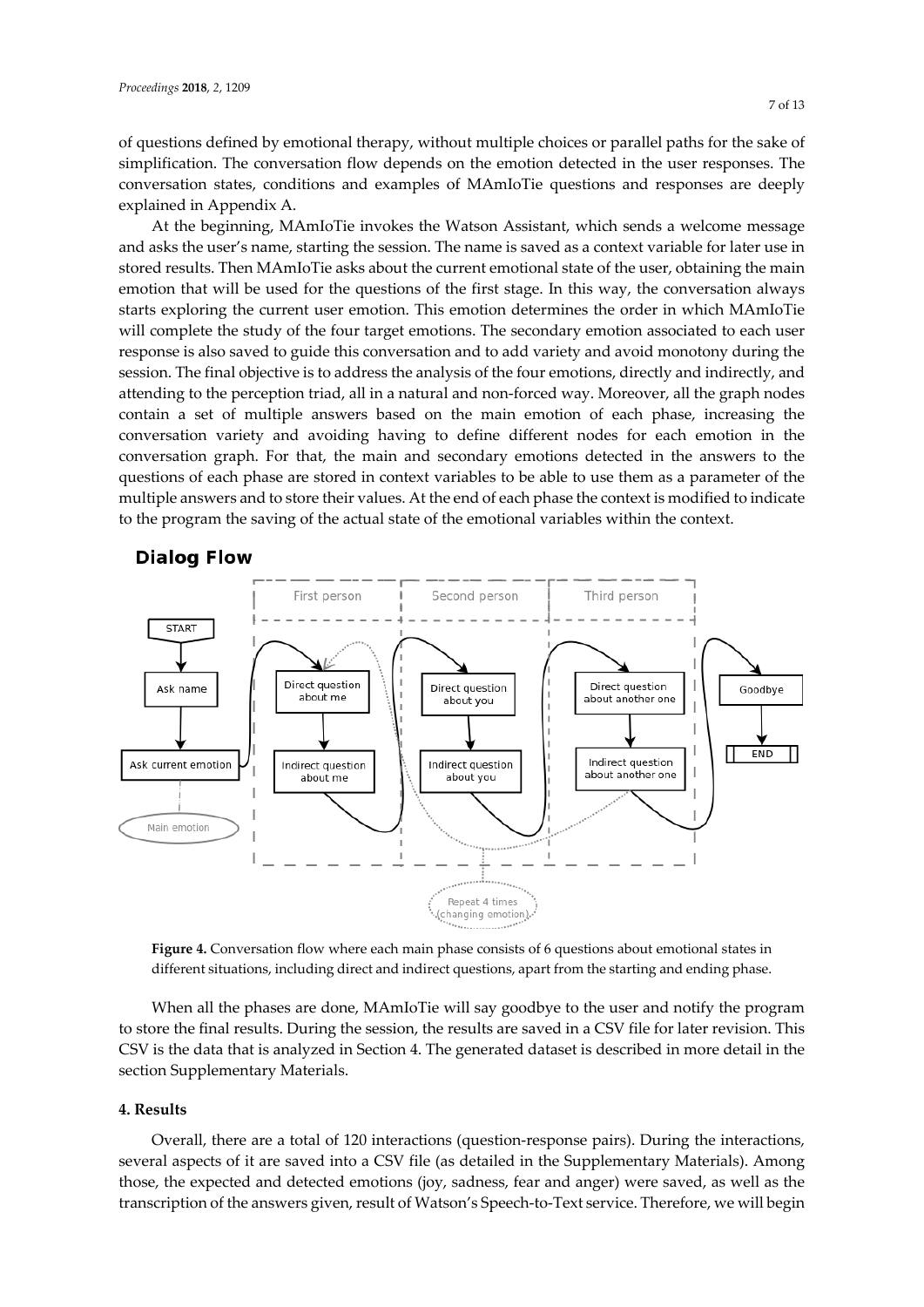of questions defined by emotional therapy, without multiple choices or parallel paths for the sake of simplification. The conversation flow depends on the emotion detected in the user responses. The conversation states, conditions and examples of MAmIoTie questions and responses are deeply explained in Appendix A.

At the beginning, MAmIoTie invokes the Watson Assistant, which sends a welcome message and asks the user's name, starting the session. The name is saved as a context variable for later use in stored results. Then MAmIoTie asks about the current emotional state of the user, obtaining the main emotion that will be used for the questions of the first stage. In this way, the conversation always starts exploring the current user emotion. This emotion determines the order in which MAmIoTie will complete the study of the four target emotions. The secondary emotion associated to each user response is also saved to guide this conversation and to add variety and avoid monotony during the session. The final objective is to address the analysis of the four emotions, directly and indirectly, and attending to the perception triad, all in a natural and non-forced way. Moreover, all the graph nodes contain a set of multiple answers based on the main emotion of each phase, increasing the conversation variety and avoiding having to define different nodes for each emotion in the conversation graph. For that, the main and secondary emotions detected in the answers to the questions of each phase are stored in context variables to be able to use them as a parameter of the multiple answers and to store their values. At the end of each phase the context is modified to indicate to the program the saving of the actual state of the emotional variables within the context.

**Figure 4.** Conversation flow where each main phase consists of 6 questions about emotional states in different situations, including direct and indirect questions, apart from the starting and ending phase.

When all the phases are done, MAmIoTie will say goodbye to the user and notify the program to store the final results. During the session, the results are saved in a CSV file for later revision. This CSV is the data that is analyzed in Section 4. The generated dataset is described in more detail in the section Supplementary Materials.

## 4. Results

Overall, there are a total of 120 interactions (question-response pairs). During the interactions, several aspects of it are saved into a CSV file (as detailed in the Supplementary Materials). Among those, the expected and detected emotions (joy, sadness, fear and anger) were saved, as well as the transcription of the answers given, result of Watson's Speech-to-Text service. Therefore, we will begin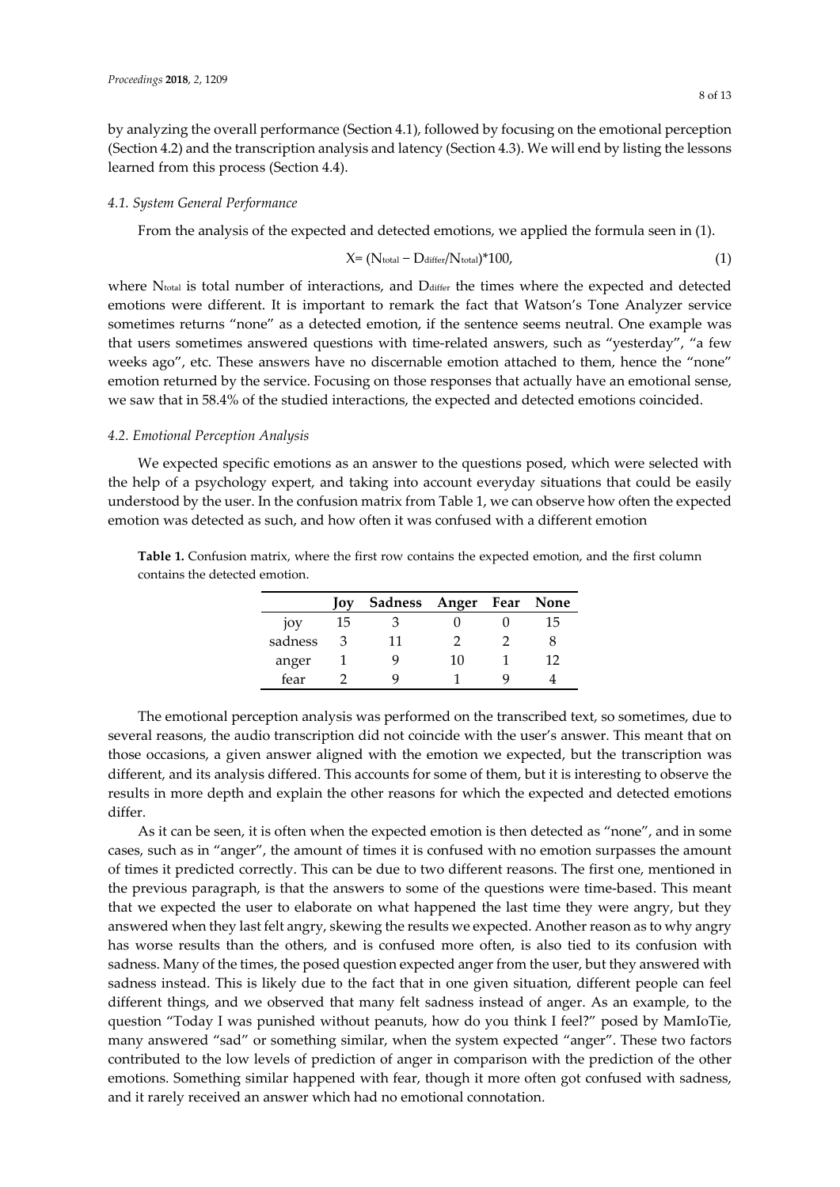by analyzing the overall performance (Section 4.1), followed by focusing on the emotional perception (Section 4.2) and the transcription analysis and latency (Section 4.3). We will end by listing the lessons learned from this process (Section 4.4).

### *4.1. System General Performance*

From the analysis of the expected and detected emotions, we applied the formula seen in (1).

$$X = (N_{total} - D_{differ}/N_{total})*100, \tag{1}$$

where $N_{total}$ is total number of interactions, and $D_{differ}$ the times where the expected and detected emotions were different. It is important to remark the fact that Watson's Tone Analyzer service sometimes returns "none" as a detected emotion, if the sentence seems neutral. One example was that users sometimes answered questions with time-related answers, such as "yesterday", "a few weeks ago", etc. These answers have no discernable emotion attached to them, hence the "none" emotion returned by the service. Focusing on those responses that actually have an emotional sense, we saw that in 58.4% of the studied interactions, the expected and detected emotions coincided.

### *4.2. Emotional Perception Analysis*

We expected specific emotions as an answer to the questions posed, which were selected with the help of a psychology expert, and taking into account everyday situations that could be easily understood by the user. In the confusion matrix from Table 1, we can observe how often the expected emotion was detected as such, and how often it was confused with a different emotion

**Table 1.** Confusion matrix, where the first row contains the expected emotion, and the first column contains the detected emotion.

| | Joy | Sadness | Anger | Fear | None |
|---|---|---|---|---|---|
| joy | 15 | 3 | 0 | 0 | 15 |
| sadness | 3 | 11 | 2 | 2 | 8 |
| anger | 1 | 9 | 10 | 1 | 12 |
| fear | 2 | 9 | 1 | 9 | 4 |

The emotional perception analysis was performed on the transcribed text, so sometimes, due to several reasons, the audio transcription did not coincide with the user's answer. This meant that on those occasions, a given answer aligned with the emotion we expected, but the transcription was different, and its analysis differed. This accounts for some of them, but it is interesting to observe the results in more depth and explain the other reasons for which the expected and detected emotions differ.

As it can be seen, it is often when the expected emotion is then detected as "none", and in some cases, such as in "anger", the amount of times it is confused with no emotion surpasses the amount of times it predicted correctly. This can be due to two different reasons. The first one, mentioned in the previous paragraph, is that the answers to some of the questions were time-based. This meant that we expected the user to elaborate on what happened the last time they were angry, but they answered when they last felt angry, skewing the results we expected. Another reason as to why angry has worse results than the others, and is confused more often, is also tied to its confusion with sadness. Many of the times, the posed question expected anger from the user, but they answered with sadness instead. This is likely due to the fact that in one given situation, different people can feel different things, and we observed that many felt sadness instead of anger. As an example, to the question "Today I was punished without peanuts, how do you think I feel?" posed by MamIoTie, many answered "sad" or something similar, when the system expected "anger". These two factors contributed to the low levels of prediction of anger in comparison with the prediction of the other emotions. Something similar happened with fear, though it more often got confused with sadness, and it rarely received an answer which had no emotional connotation.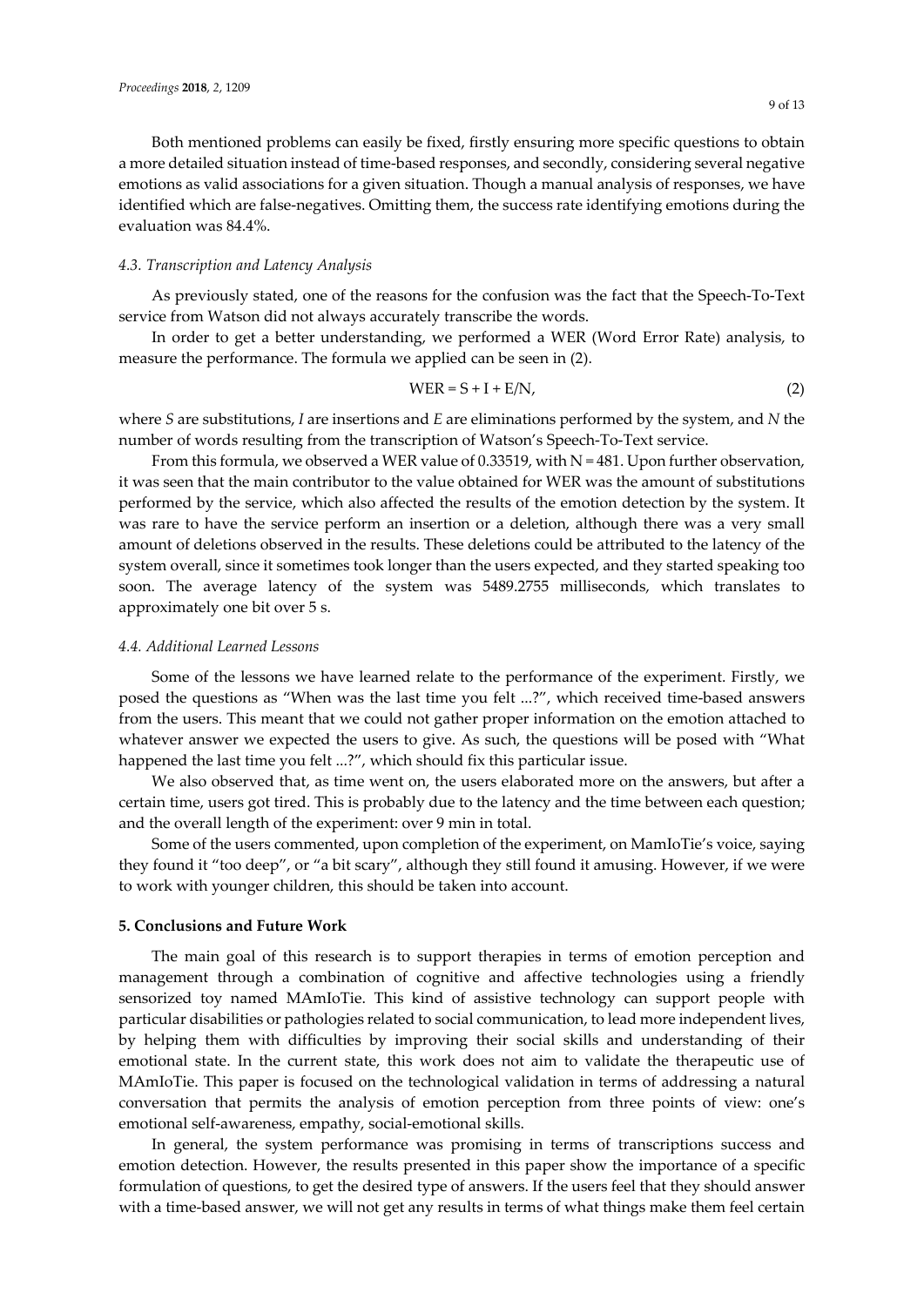Both mentioned problems can easily be fixed, firstly ensuring more specific questions to obtain a more detailed situation instead of time-based responses, and secondly, considering several negative emotions as valid associations for a given situation. Though a manual analysis of responses, we have identified which are false-negatives. Omitting them, the success rate identifying emotions during the evaluation was 84.4%.

### *4.3. Transcription and Latency Analysis*

As previously stated, one of the reasons for the confusion was the fact that the Speech-To-Text service from Watson did not always accurately transcribe the words.

In order to get a better understanding, we performed a WER (Word Error Rate) analysis, to measure the performance. The formula we applied can be seen in (2).

$$WER = S + I + E/N, \tag{2}$$

where $S$ are substitutions, $I$ are insertions and $E$ are eliminations performed by the system, and $N$ the number of words resulting from the transcription of Watson's Speech-To-Text service.

From this formula, we observed a WER value of 0.33519, with $N = 481$. Upon further observation, it was seen that the main contributor to the value obtained for WER was the amount of substitutions performed by the service, which also affected the results of the emotion detection by the system. It was rare to have the service perform an insertion or a deletion, although there was a very small amount of deletions observed in the results. These deletions could be attributed to the latency of the system overall, since it sometimes took longer than the users expected, and they started speaking too soon. The average latency of the system was 5489.2755 milliseconds, which translates to approximately one bit over 5 s.

### *4.4. Additional Learned Lessons*

Some of the lessons we have learned relate to the performance of the experiment. Firstly, we posed the questions as "When was the last time you felt ...?", which received time-based answers from the users. This meant that we could not gather proper information on the emotion attached to whatever answer we expected the users to give. As such, the questions will be posed with "What happened the last time you felt ...?", which should fix this particular issue.

We also observed that, as time went on, the users elaborated more on the answers, but after a certain time, users got tired. This is probably due to the latency and the time between each question; and the overall length of the experiment: over 9 min in total.

Some of the users commented, upon completion of the experiment, on MamIoTie's voice, saying they found it "too deep", or "a bit scary", although they still found it amusing. However, if we were to work with younger children, this should be taken into account.

## 5. Conclusions and Future Work

The main goal of this research is to support therapies in terms of emotion perception and management through a combination of cognitive and affective technologies using a friendly sensorized toy named MAmIoTie. This kind of assistive technology can support people with particular disabilities or pathologies related to social communication, to lead more independent lives, by helping them with difficulties by improving their social skills and understanding of their emotional state. In the current state, this work does not aim to validate the therapeutic use of MAmIoTie. This paper is focused on the technological validation in terms of addressing a natural conversation that permits the analysis of emotion perception from three points of view: one's emotional self-awareness, empathy, social-emotional skills.

In general, the system performance was promising in terms of transcriptions success and emotion detection. However, the results presented in this paper show the importance of a specific formulation of questions, to get the desired type of answers. If the users feel that they should answer with a time-based answer, we will not get any results in terms of what things make them feel certain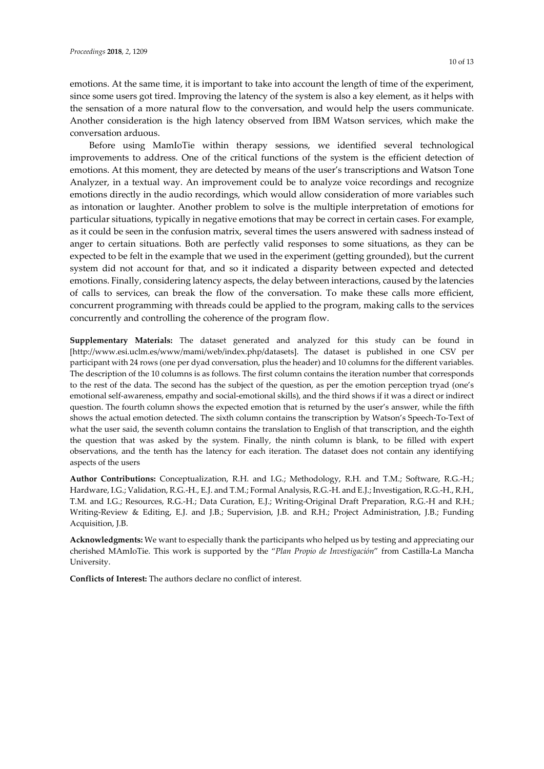emotions. At the same time, it is important to take into account the length of time of the experiment, since some users got tired. Improving the latency of the system is also a key element, as it helps with the sensation of a more natural flow to the conversation, and would help the users communicate. Another consideration is the high latency observed from IBM Watson services, which make the conversation arduous.

Before using MamIoTie within therapy sessions, we identified several technological improvements to address. One of the critical functions of the system is the efficient detection of emotions. At this moment, they are detected by means of the user's transcriptions and Watson Tone Analyzer, in a textual way. An improvement could be to analyze voice recordings and recognize emotions directly in the audio recordings, which would allow consideration of more variables such as intonation or laughter. Another problem to solve is the multiple interpretation of emotions for particular situations, typically in negative emotions that may be correct in certain cases. For example, as it could be seen in the confusion matrix, several times the users answered with sadness instead of anger to certain situations. Both are perfectly valid responses to some situations, as they can be expected to be felt in the example that we used in the experiment (getting grounded), but the current system did not account for that, and so it indicated a disparity between expected and detected emotions. Finally, considering latency aspects, the delay between interactions, caused by the latencies of calls to services, can break the flow of the conversation. To make these calls more efficient, concurrent programming with threads could be applied to the program, making calls to the services concurrently and controlling the coherence of the program flow.

**Supplementary Materials:** The dataset generated and analyzed for this study can be found in [http://www.esi.uclm.es/www/mami/web/index.php/datasets]. The dataset is published in one CSV per participant with 24 rows (one per dyad conversation, plus the header) and 10 columns for the different variables. The description of the 10 columns is as follows. The first column contains the iteration number that corresponds to the rest of the data. The second has the subject of the question, as per the emotion perception tryad (one's emotional self-awareness, empathy and social-emotional skills), and the third shows if it was a direct or indirect question. The fourth column shows the expected emotion that is returned by the user's answer, while the fifth shows the actual emotion detected. The sixth column contains the transcription by Watson's Speech-To-Text of what the user said, the seventh column contains the translation to English of that transcription, and the eighth the question that was asked by the system. Finally, the ninth column is blank, to be filled with expert observations, and the tenth has the latency for each iteration. The dataset does not contain any identifying aspects of the users

**Author Contributions:** Conceptualization, R.H. and I.G.; Methodology, R.H. and T.M.; Software, R.G.-H.; Hardware, I.G.; Validation, R.G.-H., E.J. and T.M.; Formal Analysis, R.G.-H. and E.J.; Investigation, R.G.-H., R.H., T.M. and I.G.; Resources, R.G.-H.; Data Curation, E.J.; Writing-Original Draft Preparation, R.G.-H and R.H.; Writing-Review & Editing, E.J. and J.B.; Supervision, J.B. and R.H.; Project Administration, J.B.; Funding Acquisition, J.B.

**Acknowledgments:** We want to especially thank the participants who helped us by testing and appreciating our cherished MAmIoTie. This work is supported by the "*Plan Propio de Investigación*" from Castilla-La Mancha University.

**Conflicts of Interest:** The authors declare no conflict of interest.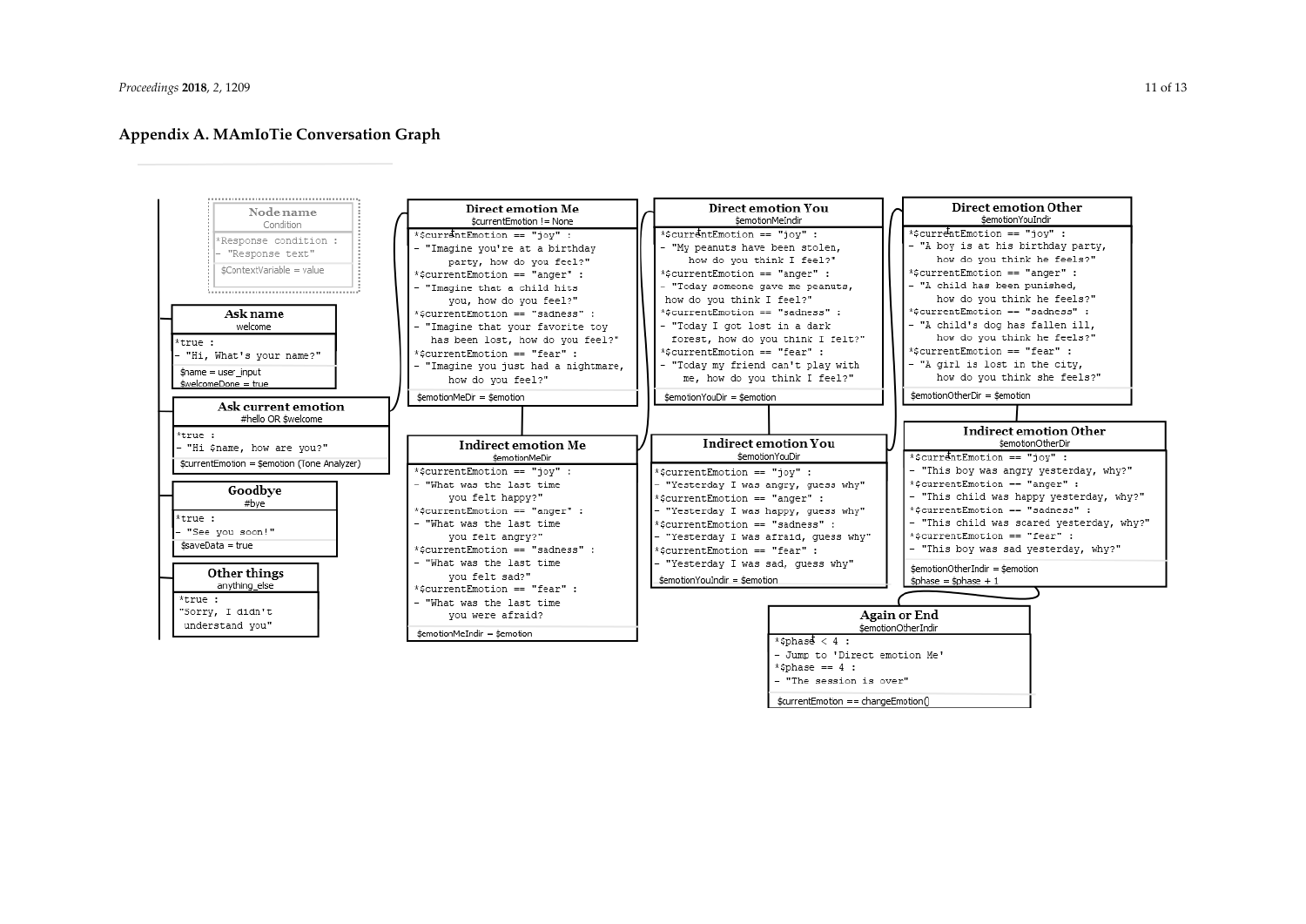## Appendix A. MAmIoTie Conversation Graph

**Node name**
Condition
```
*Response condition :
- "Response text"
$ContextVariable = value
```

**Ask name**
welcome
```
*true :
- "Hi, What's your name?"
$name = user_input
$welcomeDone = true
```

**Ask current emotion**
#hello OR $welcome
```
*true :
- "Hi $name, how are you?"
$currentEmotion = $emotion (Tone Analyzer)
```

**Goodbye**
#bye
```
*true :
- "See you soon!"
$saveData = true
```

**Other things**
anything_else
```
*true :
"Sorry, I didn't
 understand you"
```

**Direct emotion Me**
$currentEmotion != None
```
*$currentEmotion == "joy" :
- "Imagine you're at a birthday
     party, how do you feel?"
*$currentEmotion == "anger" :
- "Imagine that a child hits
     you, how do you feel?"
*$currentEmotion == "sadness" :
- "Imagine that your favorite toy
   has been lost, how do you feel?"
*$currentEmotion == "fear" :
- "Imagine you just had a nightmare,
     how do you feel?"
$emotionMeDir = $emotion
```

**Indirect emotion Me**
$emotionMeDir
```
*$currentEmotion == "joy" :
- "What was the last time
     you felt happy?"
*$currentEmotion == "anger" :
- "What was the last time
     you felt angry?"
*$currentEmotion == "sadness" :
- "What was the last time
     you felt sad?"
*$currentEmotion == "fear" :
- "What was the last time
     you were afraid?
$emotionMeIndir = $emotion
```

**Direct emotion You**
$emotionMeIndir
```
*$currentEmotion == "joy" :
- "My peanuts have been stolen,
     how do you think I feel?"
*$currentEmotion == "anger" :
- "Today someone gave me peanuts,
 how do you think I feel?"
*$currentEmotion == "sadness" :
- "Today I got lost in a dark
  forest, how do you think I felt?"
*$currentEmotion == "fear" :
- "Today my friend can't play with
    me, how do you think I feel?"
$emotionYouDir = $emotion
```

**Indirect emotion You**
$emotionYouDir
```
*$currentEmotion == "joy" :
- "Yesterday I was angry, guess why"
*$currentEmotion == "anger" :
- "Yesterday I was happy, guess why"
*$currentEmotion == "sadness" :
- "Yesterday I was afraid, guess why"
*$currentEmotion == "fear" :
- "Yesterday I was sad, guess why"
$emotionYouIndir = $emotion
```

**Direct emotion Other**
$emotionYouIndir
```
*$currentEmotion == "joy" :
- "A boy is at his birthday party,
     how do you think he feels?"
*$currentEmotion == "anger" :
- "A child has been punished,
     how do you think he feels?"
*$currentEmotion == "sadness" :
- "A child's dog has fallen ill,
     how do you think he feels?"
*$currentEmotion == "fear" :
- "A girl is lost in the city,
     how do you think she feels?"
$emotionOtherDir = $emotion
```

**Indirect emotion Other**
$emotionOtherDir
```
*$currentEmotion == "joy" :
- "This boy was angry yesterday, why?"
*$currentEmotion == "anger" :
- "This child was happy yesterday, why?"
*$currentEmotion == "sadness" :
- "This child was scared yesterday, why?"
*$currentEmotion == "fear" :
- "This boy was sad yesterday, why?"
$emotionOtherIndir = $emotion
$phase = $phase + 1
```

**Again or End**
$emotionOtherIndir
```
*$phase < 4 :
- Jump to 'Direct emotion Me'
*$phase == 4 :
- "The session is over"
$currentEmotion == changeEmotion()
```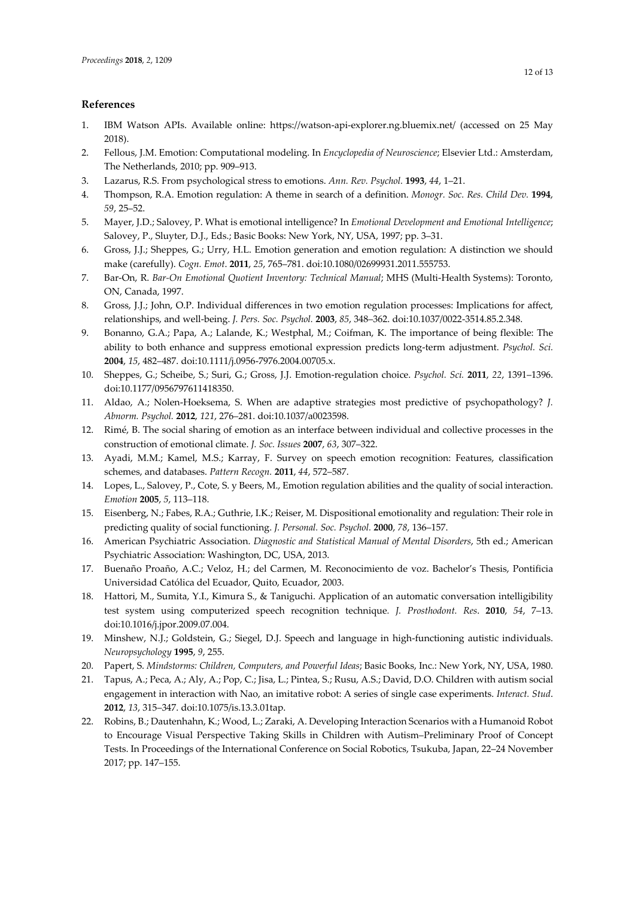## References

1. IBM Watson APIs. Available online: https://watson-api-explorer.ng.bluemix.net/ (accessed on 25 May 2018).
2. Fellous, J.M. Emotion: Computational modeling. In *Encyclopedia of Neuroscience*; Elsevier Ltd.: Amsterdam, The Netherlands, 2010; pp. 909–913.
3. Lazarus, R.S. From psychological stress to emotions. *Ann. Rev. Psychol.* **1993**, *44*, 1–21.
4. Thompson, R.A. Emotion regulation: A theme in search of a definition. *Monogr. Soc. Res. Child Dev.* **1994**, *59*, 25–52.
5. Mayer, J.D.; Salovey, P. What is emotional intelligence? In *Emotional Development and Emotional Intelligence*; Salovey, P., Sluyter, D.J., Eds.; Basic Books: New York, NY, USA, 1997; pp. 3–31.
6. Gross, J.J.; Sheppes, G.; Urry, H.L. Emotion generation and emotion regulation: A distinction we should make (carefully). *Cogn. Emot.* **2011**, *25*, 765–781. doi:10.1080/02699931.2011.555753.
7. Bar-On, R. *Bar-On Emotional Quotient Inventory: Technical Manual*; MHS (Multi-Health Systems): Toronto, ON, Canada, 1997.
8. Gross, J.J.; John, O.P. Individual differences in two emotion regulation processes: Implications for affect, relationships, and well-being. *J. Pers. Soc. Psychol.* **2003**, *85*, 348–362. doi:10.1037/0022-3514.85.2.348.
9. Bonanno, G.A.; Papa, A.; Lalande, K.; Westphal, M.; Coifman, K. The importance of being flexible: The ability to both enhance and suppress emotional expression predicts long-term adjustment. *Psychol. Sci.* **2004**, *15*, 482–487. doi:10.1111/j.0956-7976.2004.00705.x.
10. Sheppes, G.; Scheibe, S.; Suri, G.; Gross, J.J. Emotion-regulation choice. *Psychol. Sci.* **2011**, *22*, 1391–1396. doi:10.1177/0956797611418350.
11. Aldao, A.; Nolen-Hoeksema, S. When are adaptive strategies most predictive of psychopathology? *J. Abnorm. Psychol.* **2012**, *121*, 276–281. doi:10.1037/a0023598.
12. Rimé, B. The social sharing of emotion as an interface between individual and collective processes in the construction of emotional climate. *J. Soc. Issues* **2007**, *63*, 307–322.
13. Ayadi, M.M.; Kamel, M.S.; Karray, F. Survey on speech emotion recognition: Features, classification schemes, and databases. *Pattern Recogn.* **2011**, *44*, 572–587.
14. Lopes, L., Salovey, P., Cote, S. y Beers, M., Emotion regulation abilities and the quality of social interaction. *Emotion* **2005**, *5*, 113–118.
15. Eisenberg, N.; Fabes, R.A.; Guthrie, I.K.; Reiser, M. Dispositional emotionality and regulation: Their role in predicting quality of social functioning. *J. Personal. Soc. Psychol.* **2000**, *78*, 136–157.
16. American Psychiatric Association. *Diagnostic and Statistical Manual of Mental Disorders*, 5th ed.; American Psychiatric Association: Washington, DC, USA, 2013.
17. Buenaño Proaño, A.C.; Veloz, H.; del Carmen, M. Reconocimiento de voz. Bachelor's Thesis, Pontificia Universidad Católica del Ecuador, Quito, Ecuador, 2003.
18. Hattori, M., Sumita, Y.I., Kimura S., & Taniguchi. Application of an automatic conversation intelligibility test system using computerized speech recognition technique. *J. Prosthodont. Res*. **2010**, *54*, 7–13. doi:10.1016/j.jpor.2009.07.004.
19. Minshew, N.J.; Goldstein, G.; Siegel, D.J. Speech and language in high-functioning autistic individuals. *Neuropsychology* **1995**, *9*, 255.
20. Papert, S. *Mindstorms: Children, Computers, and Powerful Ideas*; Basic Books, Inc.: New York, NY, USA, 1980.
21. Tapus, A.; Peca, A.; Aly, A.; Pop, C.; Jisa, L.; Pintea, S.; Rusu, A.S.; David, D.O. Children with autism social engagement in interaction with Nao, an imitative robot: A series of single case experiments. *Interact. Stud*. **2012**, *13*, 315–347. doi:10.1075/is.13.3.01tap.
22. Robins, B.; Dautenhahn, K.; Wood, L.; Zaraki, A. Developing Interaction Scenarios with a Humanoid Robot to Encourage Visual Perspective Taking Skills in Children with Autism–Preliminary Proof of Concept Tests. In Proceedings of the International Conference on Social Robotics, Tsukuba, Japan, 22–24 November 2017; pp. 147–155.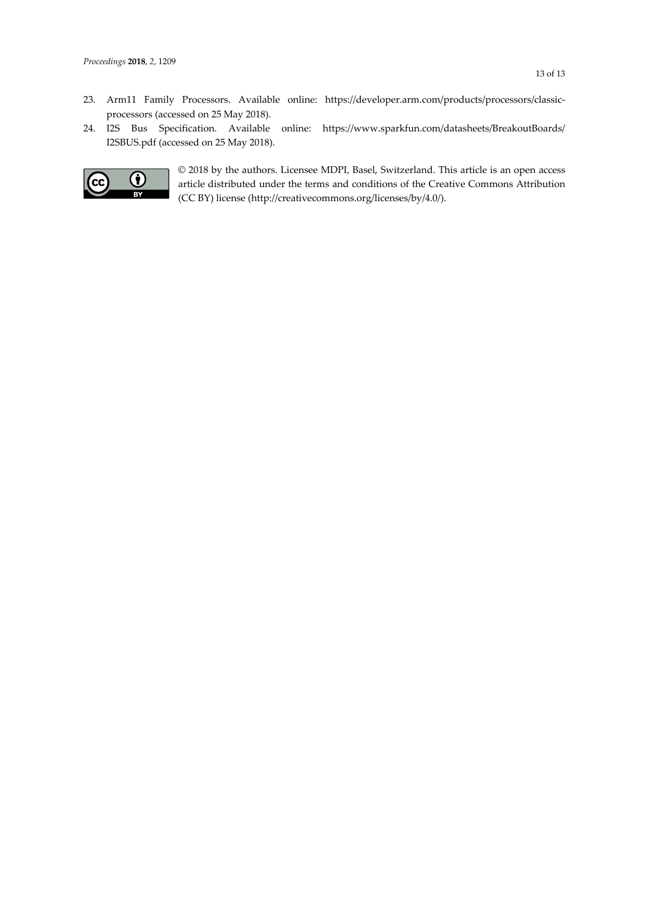23. Arm11 Family Processors. Available online: https://developer.arm.com/products/processors/classic-processors (accessed on 25 May 2018).
24. I2S Bus Specification. Available online: https://www.sparkfun.com/datasheets/BreakoutBoards/I2SBUS.pdf (accessed on 25 May 2018).

© 2018 by the authors. Licensee MDPI, Basel, Switzerland. This article is an open access article distributed under the terms and conditions of the Creative Commons Attribution (CC BY) license (http://creativecommons.org/licenses/by/4.0/).